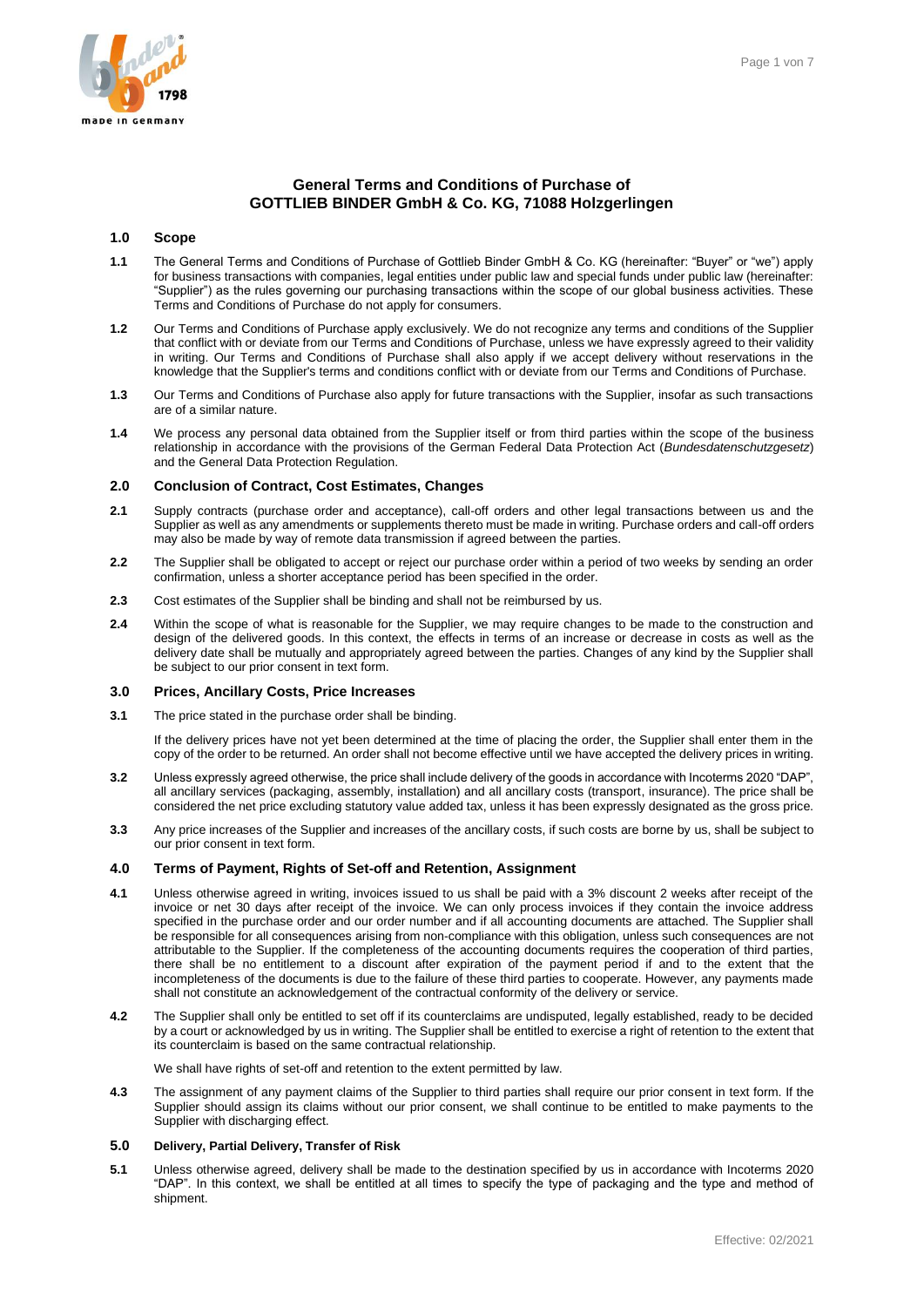# General Terms and Conditions of Purchase of GOTTLIEB BINDER GmbH & Co. KG, 71088 Holzgerlingen

## 1.0 Scope

**1.1** The General Terms and Conditions of Purchase of Gottlieb Binder GmbH & Co. KG (hereinafter: "Buyer" or "we") apply for business transactions with companies, legal entities under public law and special funds under public law (hereinafter: "Supplier") as the rules governing our purchasing transactions within the scope of our global business activities. These Terms and Conditions of Purchase do not apply for consumers.

**1.2** Our Terms and Conditions of Purchase apply exclusively. We do not recognize any terms and conditions of the Supplier that conflict with or deviate from our Terms and Conditions of Purchase, unless we have expressly agreed to their validity in writing. Our Terms and Conditions of Purchase shall also apply if we accept delivery without reservations in the knowledge that the Supplier's terms and conditions conflict with or deviate from our Terms and Conditions of Purchase.

**1.3** Our Terms and Conditions of Purchase also apply for future transactions with the Supplier, insofar as such transactions are of a similar nature.

**1.4** We process any personal data obtained from the Supplier itself or from third parties within the scope of the business relationship in accordance with the provisions of the German Federal Data Protection Act (*Bundesdatenschutzgesetz*) and the General Data Protection Regulation.

## 2.0 Conclusion of Contract, Cost Estimates, Changes

**2.1** Supply contracts (purchase order and acceptance), call-off orders and other legal transactions between us and the Supplier as well as any amendments or supplements thereto must be made in writing. Purchase orders and call-off orders may also be made by way of remote data transmission if agreed between the parties.

**2.2** The Supplier shall be obligated to accept or reject our purchase order within a period of two weeks by sending an order confirmation, unless a shorter acceptance period has been specified in the order.

**2.3** Cost estimates of the Supplier shall be binding and shall not be reimbursed by us.

**2.4** Within the scope of what is reasonable for the Supplier, we may require changes to be made to the construction and design of the delivered goods. In this context, the effects in terms of an increase or decrease in costs as well as the delivery date shall be mutually and appropriately agreed between the parties. Changes of any kind by the Supplier shall be subject to our prior consent in text form.

## 3.0 Prices, Ancillary Costs, Price Increases

**3.1** The price stated in the purchase order shall be binding.

If the delivery prices have not yet been determined at the time of placing the order, the Supplier shall enter them in the copy of the order to be returned. An order shall not become effective until we have accepted the delivery prices in writing.

**3.2** Unless expressly agreed otherwise, the price shall include delivery of the goods in accordance with Incoterms 2020 "DAP", all ancillary services (packaging, assembly, installation) and all ancillary costs (transport, insurance). The price shall be considered the net price excluding statutory value added tax, unless it has been expressly designated as the gross price.

**3.3** Any price increases of the Supplier and increases of the ancillary costs, if such costs are borne by us, shall be subject to our prior consent in text form.

## 4.0 Terms of Payment, Rights of Set-off and Retention, Assignment

**4.1** Unless otherwise agreed in writing, invoices issued to us shall be paid with a 3% discount 2 weeks after receipt of the invoice or net 30 days after receipt of the invoice. We can only process invoices if they contain the invoice address specified in the purchase order and our order number and if all accounting documents are attached. The Supplier shall be responsible for all consequences arising from non-compliance with this obligation, unless such consequences are not attributable to the Supplier. If the completeness of the accounting documents requires the cooperation of third parties, there shall be no entitlement to a discount after expiration of the payment period if and to the extent that the incompleteness of the documents is due to the failure of these third parties to cooperate. However, any payments made shall not constitute an acknowledgement of the contractual conformity of the delivery or service.

**4.2** The Supplier shall only be entitled to set off if its counterclaims are undisputed, legally established, ready to be decided by a court or acknowledged by us in writing. The Supplier shall be entitled to exercise a right of retention to the extent that its counterclaim is based on the same contractual relationship.

We shall have rights of set-off and retention to the extent permitted by law.

**4.3** The assignment of any payment claims of the Supplier to third parties shall require our prior consent in text form. If the Supplier should assign its claims without our prior consent, we shall continue to be entitled to make payments to the Supplier with discharging effect.

## 5.0 Delivery, Partial Delivery, Transfer of Risk

**5.1** Unless otherwise agreed, delivery shall be made to the destination specified by us in accordance with Incoterms 2020 "DAP". In this context, we shall be entitled at all times to specify the type of packaging and the type and method of shipment.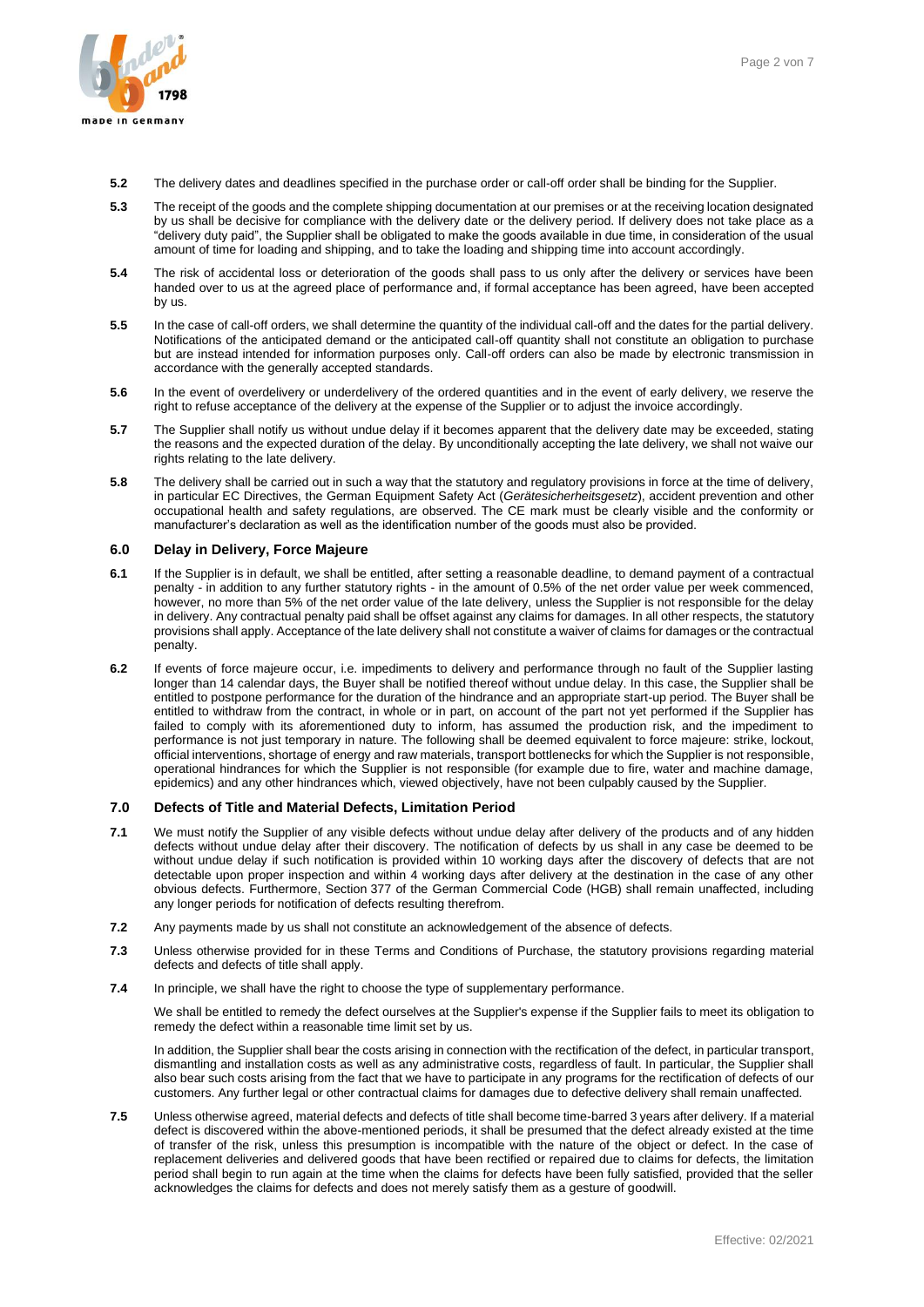**5.2** The delivery dates and deadlines specified in the purchase order or call-off order shall be binding for the Supplier.

**5.3** The receipt of the goods and the complete shipping documentation at our premises or at the receiving location designated by us shall be decisive for compliance with the delivery date or the delivery period. If delivery does not take place as a "delivery duty paid", the Supplier shall be obligated to make the goods available in due time, in consideration of the usual amount of time for loading and shipping, and to take the loading and shipping time into account accordingly.

**5.4** The risk of accidental loss or deterioration of the goods shall pass to us only after the delivery or services have been handed over to us at the agreed place of performance and, if formal acceptance has been agreed, have been accepted by us.

**5.5** In the case of call-off orders, we shall determine the quantity of the individual call-off and the dates for the partial delivery. Notifications of the anticipated demand or the anticipated call-off quantity shall not constitute an obligation to purchase but are instead intended for information purposes only. Call-off orders can also be made by electronic transmission in accordance with the generally accepted standards.

**5.6** In the event of overdelivery or underdelivery of the ordered quantities and in the event of early delivery, we reserve the right to refuse acceptance of the delivery at the expense of the Supplier or to adjust the invoice accordingly.

**5.7** The Supplier shall notify us without undue delay if it becomes apparent that the delivery date may be exceeded, stating the reasons and the expected duration of the delay. By unconditionally accepting the late delivery, we shall not waive our rights relating to the late delivery.

**5.8** The delivery shall be carried out in such a way that the statutory and regulatory provisions in force at the time of delivery, in particular EC Directives, the German Equipment Safety Act (*Gerätesicherheitsgesetz*), accident prevention and other occupational health and safety regulations, are observed. The CE mark must be clearly visible and the conformity or manufacturer's declaration as well as the identification number of the goods must also be provided.

## 6.0 Delay in Delivery, Force Majeure

**6.1** If the Supplier is in default, we shall be entitled, after setting a reasonable deadline, to demand payment of a contractual penalty - in addition to any further statutory rights - in the amount of 0.5% of the net order value per week commenced, however, no more than 5% of the net order value of the late delivery, unless the Supplier is not responsible for the delay in delivery. Any contractual penalty paid shall be offset against any claims for damages. In all other respects, the statutory provisions shall apply. Acceptance of the late delivery shall not constitute a waiver of claims for damages or the contractual penalty.

**6.2** If events of force majeure occur, i.e. impediments to delivery and performance through no fault of the Supplier lasting longer than 14 calendar days, the Buyer shall be notified thereof without undue delay. In this case, the Supplier shall be entitled to postpone performance for the duration of the hindrance and an appropriate start-up period. The Buyer shall be entitled to withdraw from the contract, in whole or in part, on account of the part not yet performed if the Supplier has failed to comply with its aforementioned duty to inform, has assumed the production risk, and the impediment to performance is not just temporary in nature. The following shall be deemed equivalent to force majeure: strike, lockout, official interventions, shortage of energy and raw materials, transport bottlenecks for which the Supplier is not responsible, operational hindrances for which the Supplier is not responsible (for example due to fire, water and machine damage, epidemics) and any other hindrances which, viewed objectively, have not been culpably caused by the Supplier.

## 7.0 Defects of Title and Material Defects, Limitation Period

**7.1** We must notify the Supplier of any visible defects without undue delay after delivery of the products and of any hidden defects without undue delay after their discovery. The notification of defects by us shall in any case be deemed to be without undue delay if such notification is provided within 10 working days after the discovery of defects that are not detectable upon proper inspection and within 4 working days after delivery at the destination in the case of any other obvious defects. Furthermore, Section 377 of the German Commercial Code (HGB) shall remain unaffected, including any longer periods for notification of defects resulting therefrom.

**7.2** Any payments made by us shall not constitute an acknowledgement of the absence of defects.

**7.3** Unless otherwise provided for in these Terms and Conditions of Purchase, the statutory provisions regarding material defects and defects of title shall apply.

**7.4** In principle, we shall have the right to choose the type of supplementary performance.

We shall be entitled to remedy the defect ourselves at the Supplier's expense if the Supplier fails to meet its obligation to remedy the defect within a reasonable time limit set by us.

In addition, the Supplier shall bear the costs arising in connection with the rectification of the defect, in particular transport, dismantling and installation costs as well as any administrative costs, regardless of fault. In particular, the Supplier shall also bear such costs arising from the fact that we have to participate in any programs for the rectification of defects of our customers. Any further legal or other contractual claims for damages due to defective delivery shall remain unaffected.

**7.5** Unless otherwise agreed, material defects and defects of title shall become time-barred 3 years after delivery. If a material defect is discovered within the above-mentioned periods, it shall be presumed that the defect already existed at the time of transfer of the risk, unless this presumption is incompatible with the nature of the object or defect. In the case of replacement deliveries and delivered goods that have been rectified or repaired due to claims for defects, the limitation period shall begin to run again at the time when the claims for defects have been fully satisfied, provided that the seller acknowledges the claims for defects and does not merely satisfy them as a gesture of goodwill.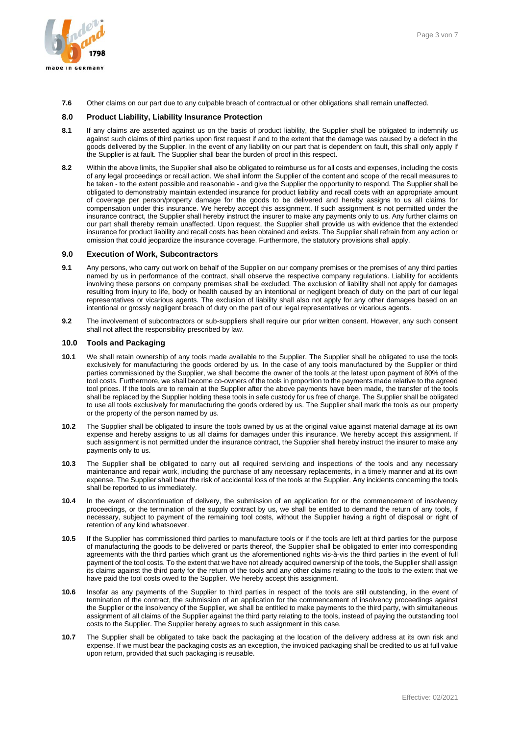**7.6** Other claims on our part due to any culpable breach of contractual or other obligations shall remain unaffected.

## 8.0 Product Liability, Liability Insurance Protection

**8.1** If any claims are asserted against us on the basis of product liability, the Supplier shall be obligated to indemnify us against such claims of third parties upon first request if and to the extent that the damage was caused by a defect in the goods delivered by the Supplier. In the event of any liability on our part that is dependent on fault, this shall only apply if the Supplier is at fault. The Supplier shall bear the burden of proof in this respect.

**8.2** Within the above limits, the Supplier shall also be obligated to reimburse us for all costs and expenses, including the costs of any legal proceedings or recall action. We shall inform the Supplier of the content and scope of the recall measures to be taken - to the extent possible and reasonable - and give the Supplier the opportunity to respond. The Supplier shall be obligated to demonstrably maintain extended insurance for product liability and recall costs with an appropriate amount of coverage per person/property damage for the goods to be delivered and hereby assigns to us all claims for compensation under this insurance. We hereby accept this assignment. If such assignment is not permitted under the insurance contract, the Supplier shall hereby instruct the insurer to make any payments only to us. Any further claims on our part shall thereby remain unaffected. Upon request, the Supplier shall provide us with evidence that the extended insurance for product liability and recall costs has been obtained and exists. The Supplier shall refrain from any action or omission that could jeopardize the insurance coverage. Furthermore, the statutory provisions shall apply.

## 9.0 Execution of Work, Subcontractors

**9.1** Any persons, who carry out work on behalf of the Supplier on our company premises or the premises of any third parties named by us in performance of the contract, shall observe the respective company regulations. Liability for accidents involving these persons on company premises shall be excluded. The exclusion of liability shall not apply for damages resulting from injury to life, body or health caused by an intentional or negligent breach of duty on the part of our legal representatives or vicarious agents. The exclusion of liability shall also not apply for any other damages based on an intentional or grossly negligent breach of duty on the part of our legal representatives or vicarious agents.

**9.2** The involvement of subcontractors or sub-suppliers shall require our prior written consent. However, any such consent shall not affect the responsibility prescribed by law.

## 10.0 Tools and Packaging

**10.1** We shall retain ownership of any tools made available to the Supplier. The Supplier shall be obligated to use the tools exclusively for manufacturing the goods ordered by us. In the case of any tools manufactured by the Supplier or third parties commissioned by the Supplier, we shall become the owner of the tools at the latest upon payment of 80% of the tool costs. Furthermore, we shall become co-owners of the tools in proportion to the payments made relative to the agreed tool prices. If the tools are to remain at the Supplier after the above payments have been made, the transfer of the tools shall be replaced by the Supplier holding these tools in safe custody for us free of charge. The Supplier shall be obligated to use all tools exclusively for manufacturing the goods ordered by us. The Supplier shall mark the tools as our property or the property of the person named by us.

**10.2** The Supplier shall be obligated to insure the tools owned by us at the original value against material damage at its own expense and hereby assigns to us all claims for damages under this insurance. We hereby accept this assignment. If such assignment is not permitted under the insurance contract, the Supplier shall hereby instruct the insurer to make any payments only to us.

**10.3** The Supplier shall be obligated to carry out all required servicing and inspections of the tools and any necessary maintenance and repair work, including the purchase of any necessary replacements, in a timely manner and at its own expense. The Supplier shall bear the risk of accidental loss of the tools at the Supplier. Any incidents concerning the tools shall be reported to us immediately.

**10.4** In the event of discontinuation of delivery, the submission of an application for or the commencement of insolvency proceedings, or the termination of the supply contract by us, we shall be entitled to demand the return of any tools, if necessary, subject to payment of the remaining tool costs, without the Supplier having a right of disposal or right of retention of any kind whatsoever.

**10.5** If the Supplier has commissioned third parties to manufacture tools or if the tools are left at third parties for the purpose of manufacturing the goods to be delivered or parts thereof, the Supplier shall be obligated to enter into corresponding agreements with the third parties which grant us the aforementioned rights vis-à-vis the third parties in the event of full payment of the tool costs. To the extent that we have not already acquired ownership of the tools, the Supplier shall assign its claims against the third party for the return of the tools and any other claims relating to the tools to the extent that we have paid the tool costs owed to the Supplier. We hereby accept this assignment.

**10.6** Insofar as any payments of the Supplier to third parties in respect of the tools are still outstanding, in the event of termination of the contract, the submission of an application for the commencement of insolvency proceedings against the Supplier or the insolvency of the Supplier, we shall be entitled to make payments to the third party, with simultaneous assignment of all claims of the Supplier against the third party relating to the tools, instead of paying the outstanding tool costs to the Supplier. The Supplier hereby agrees to such assignment in this case.

**10.7** The Supplier shall be obligated to take back the packaging at the location of the delivery address at its own risk and expense. If we must bear the packaging costs as an exception, the invoiced packaging shall be credited to us at full value upon return, provided that such packaging is reusable.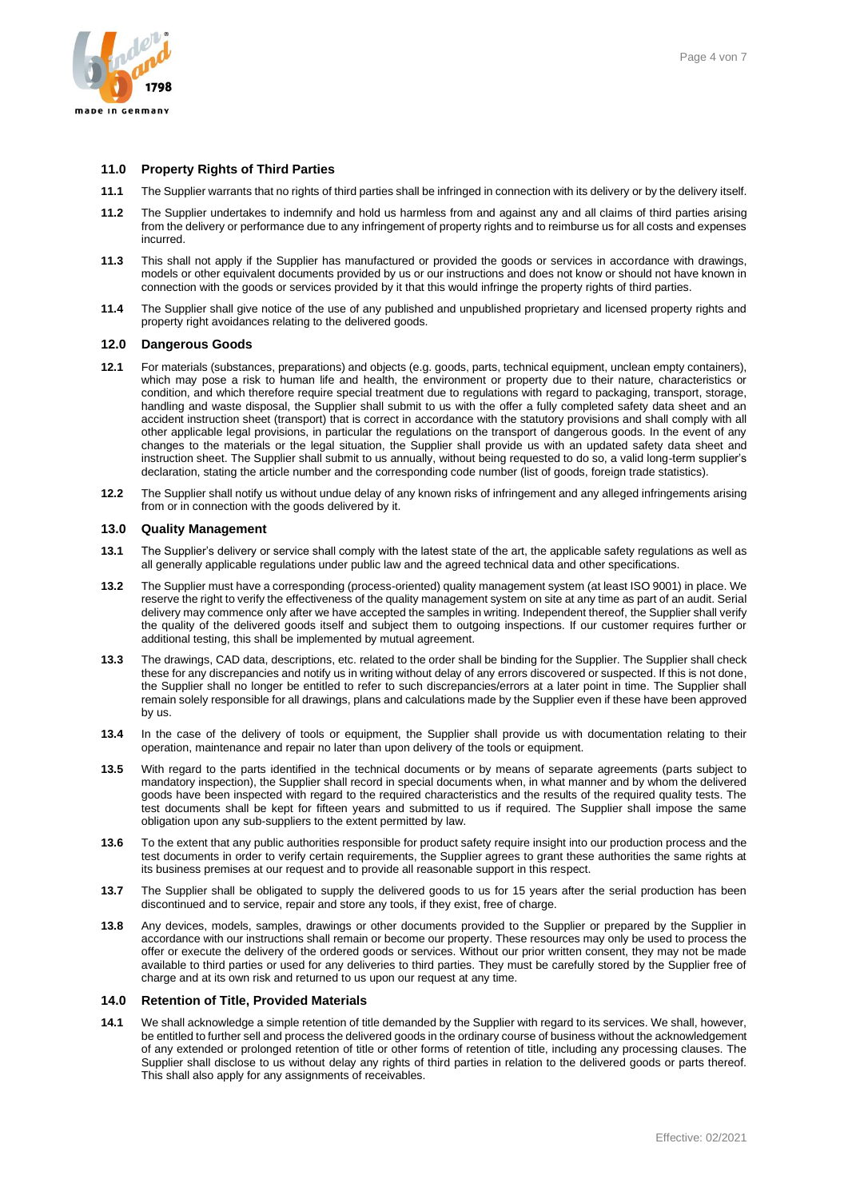## 11.0 Property Rights of Third Parties

**11.1** The Supplier warrants that no rights of third parties shall be infringed in connection with its delivery or by the delivery itself.

**11.2** The Supplier undertakes to indemnify and hold us harmless from and against any and all claims of third parties arising from the delivery or performance due to any infringement of property rights and to reimburse us for all costs and expenses incurred.

**11.3** This shall not apply if the Supplier has manufactured or provided the goods or services in accordance with drawings, models or other equivalent documents provided by us or our instructions and does not know or should not have known in connection with the goods or services provided by it that this would infringe the property rights of third parties.

**11.4** The Supplier shall give notice of the use of any published and unpublished proprietary and licensed property rights and property right avoidances relating to the delivered goods.

## 12.0 Dangerous Goods

**12.1** For materials (substances, preparations) and objects (e.g. goods, parts, technical equipment, unclean empty containers), which may pose a risk to human life and health, the environment or property due to their nature, characteristics or condition, and which therefore require special treatment due to regulations with regard to packaging, transport, storage, handling and waste disposal, the Supplier shall submit to us with the offer a fully completed safety data sheet and an accident instruction sheet (transport) that is correct in accordance with the statutory provisions and shall comply with all other applicable legal provisions, in particular the regulations on the transport of dangerous goods. In the event of any changes to the materials or the legal situation, the Supplier shall provide us with an updated safety data sheet and instruction sheet. The Supplier shall submit to us annually, without being requested to do so, a valid long-term supplier's declaration, stating the article number and the corresponding code number (list of goods, foreign trade statistics).

**12.2** The Supplier shall notify us without undue delay of any known risks of infringement and any alleged infringements arising from or in connection with the goods delivered by it.

## 13.0 Quality Management

**13.1** The Supplier's delivery or service shall comply with the latest state of the art, the applicable safety regulations as well as all generally applicable regulations under public law and the agreed technical data and other specifications.

**13.2** The Supplier must have a corresponding (process-oriented) quality management system (at least ISO 9001) in place. We reserve the right to verify the effectiveness of the quality management system on site at any time as part of an audit. Serial delivery may commence only after we have accepted the samples in writing. Independent thereof, the Supplier shall verify the quality of the delivered goods itself and subject them to outgoing inspections. If our customer requires further or additional testing, this shall be implemented by mutual agreement.

**13.3** The drawings, CAD data, descriptions, etc. related to the order shall be binding for the Supplier. The Supplier shall check these for any discrepancies and notify us in writing without delay of any errors discovered or suspected. If this is not done, the Supplier shall no longer be entitled to refer to such discrepancies/errors at a later point in time. The Supplier shall remain solely responsible for all drawings, plans and calculations made by the Supplier even if these have been approved by us.

**13.4** In the case of the delivery of tools or equipment, the Supplier shall provide us with documentation relating to their operation, maintenance and repair no later than upon delivery of the tools or equipment.

**13.5** With regard to the parts identified in the technical documents or by means of separate agreements (parts subject to mandatory inspection), the Supplier shall record in special documents when, in what manner and by whom the delivered goods have been inspected with regard to the required characteristics and the results of the required quality tests. The test documents shall be kept for fifteen years and submitted to us if required. The Supplier shall impose the same obligation upon any sub-suppliers to the extent permitted by law.

**13.6** To the extent that any public authorities responsible for product safety require insight into our production process and the test documents in order to verify certain requirements, the Supplier agrees to grant these authorities the same rights at its business premises at our request and to provide all reasonable support in this respect.

**13.7** The Supplier shall be obligated to supply the delivered goods to us for 15 years after the serial production has been discontinued and to service, repair and store any tools, if they exist, free of charge.

**13.8** Any devices, models, samples, drawings or other documents provided to the Supplier or prepared by the Supplier in accordance with our instructions shall remain or become our property. These resources may only be used to process the offer or execute the delivery of the ordered goods or services. Without our prior written consent, they may not be made available to third parties or used for any deliveries to third parties. They must be carefully stored by the Supplier free of charge and at its own risk and returned to us upon our request at any time.

## 14.0 Retention of Title, Provided Materials

**14.1** We shall acknowledge a simple retention of title demanded by the Supplier with regard to its services. We shall, however, be entitled to further sell and process the delivered goods in the ordinary course of business without the acknowledgement of any extended or prolonged retention of title or other forms of retention of title, including any processing clauses. The Supplier shall disclose to us without delay any rights of third parties in relation to the delivered goods or parts thereof. This shall also apply for any assignments of receivables.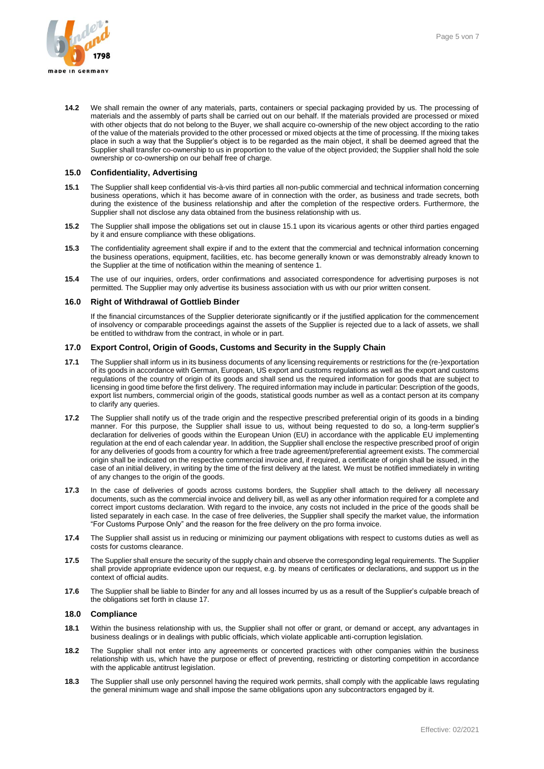**14.2** We shall remain the owner of any materials, parts, containers or special packaging provided by us. The processing of materials and the assembly of parts shall be carried out on our behalf. If the materials provided are processed or mixed with other objects that do not belong to the Buyer, we shall acquire co-ownership of the new object according to the ratio of the value of the materials provided to the other processed or mixed objects at the time of processing. If the mixing takes place in such a way that the Supplier's object is to be regarded as the main object, it shall be deemed agreed that the Supplier shall transfer co-ownership to us in proportion to the value of the object provided; the Supplier shall hold the sole ownership or co-ownership on our behalf free of charge.

## 15.0 Confidentiality, Advertising

**15.1** The Supplier shall keep confidential vis-à-vis third parties all non-public commercial and technical information concerning business operations, which it has become aware of in connection with the order, as business and trade secrets, both during the existence of the business relationship and after the completion of the respective orders. Furthermore, the Supplier shall not disclose any data obtained from the business relationship with us.

**15.2** The Supplier shall impose the obligations set out in clause 15.1 upon its vicarious agents or other third parties engaged by it and ensure compliance with these obligations.

**15.3** The confidentiality agreement shall expire if and to the extent that the commercial and technical information concerning the business operations, equipment, facilities, etc. has become generally known or was demonstrably already known to the Supplier at the time of notification within the meaning of sentence 1.

**15.4** The use of our inquiries, orders, order confirmations and associated correspondence for advertising purposes is not permitted. The Supplier may only advertise its business association with us with our prior written consent.

## 16.0 Right of Withdrawal of Gottlieb Binder

If the financial circumstances of the Supplier deteriorate significantly or if the justified application for the commencement of insolvency or comparable proceedings against the assets of the Supplier is rejected due to a lack of assets, we shall be entitled to withdraw from the contract, in whole or in part.

## 17.0 Export Control, Origin of Goods, Customs and Security in the Supply Chain

**17.1** The Supplier shall inform us in its business documents of any licensing requirements or restrictions for the (re-)exportation of its goods in accordance with German, European, US export and customs regulations as well as the export and customs regulations of the country of origin of its goods and shall send us the required information for goods that are subject to licensing in good time before the first delivery. The required information may include in particular: Description of the goods, export list numbers, commercial origin of the goods, statistical goods number as well as a contact person at its company to clarify any queries.

**17.2** The Supplier shall notify us of the trade origin and the respective prescribed preferential origin of its goods in a binding manner. For this purpose, the Supplier shall issue to us, without being requested to do so, a long-term supplier's declaration for deliveries of goods within the European Union (EU) in accordance with the applicable EU implementing regulation at the end of each calendar year. In addition, the Supplier shall enclose the respective prescribed proof of origin for any deliveries of goods from a country for which a free trade agreement/preferential agreement exists. The commercial origin shall be indicated on the respective commercial invoice and, if required, a certificate of origin shall be issued, in the case of an initial delivery, in writing by the time of the first delivery at the latest. We must be notified immediately in writing of any changes to the origin of the goods.

**17.3** In the case of deliveries of goods across customs borders, the Supplier shall attach to the delivery all necessary documents, such as the commercial invoice and delivery bill, as well as any other information required for a complete and correct import customs declaration. With regard to the invoice, any costs not included in the price of the goods shall be listed separately in each case. In the case of free deliveries, the Supplier shall specify the market value, the information "For Customs Purpose Only" and the reason for the free delivery on the pro forma invoice.

**17.4** The Supplier shall assist us in reducing or minimizing our payment obligations with respect to customs duties as well as costs for customs clearance.

**17.5** The Supplier shall ensure the security of the supply chain and observe the corresponding legal requirements. The Supplier shall provide appropriate evidence upon our request, e.g. by means of certificates or declarations, and support us in the context of official audits.

**17.6** The Supplier shall be liable to Binder for any and all losses incurred by us as a result of the Supplier's culpable breach of the obligations set forth in clause 17.

## 18.0 Compliance

**18.1** Within the business relationship with us, the Supplier shall not offer or grant, or demand or accept, any advantages in business dealings or in dealings with public officials, which violate applicable anti-corruption legislation.

**18.2** The Supplier shall not enter into any agreements or concerted practices with other companies within the business relationship with us, which have the purpose or effect of preventing, restricting or distorting competition in accordance with the applicable antitrust legislation.

**18.3** The Supplier shall use only personnel having the required work permits, shall comply with the applicable laws regulating the general minimum wage and shall impose the same obligations upon any subcontractors engaged by it.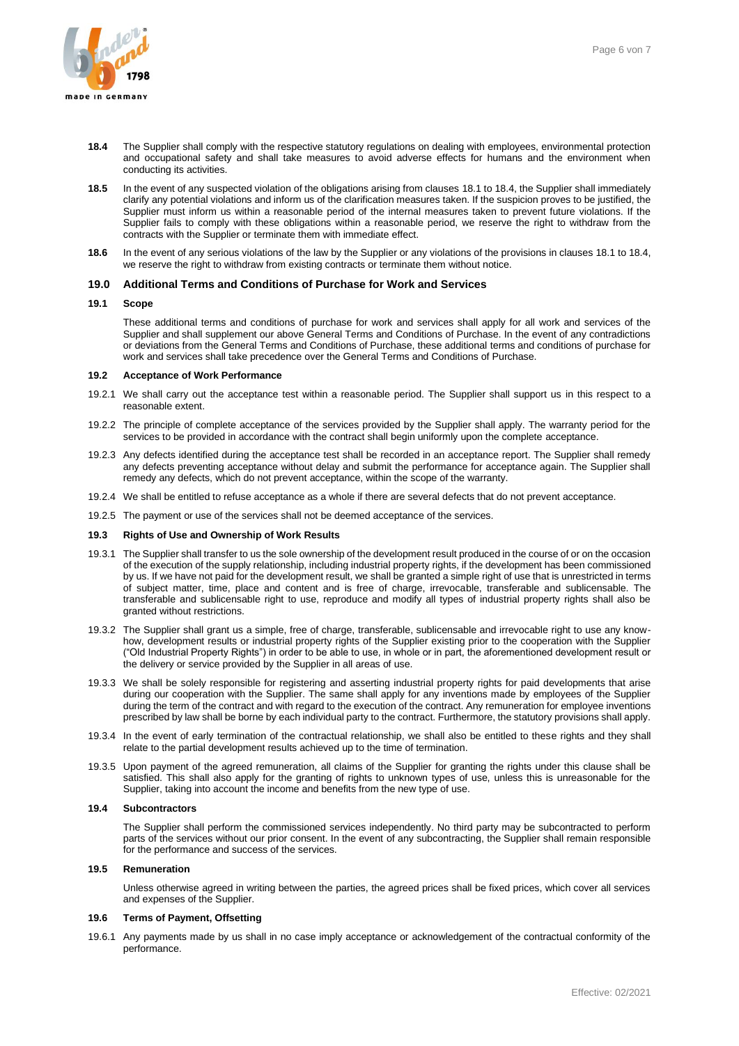**18.4** The Supplier shall comply with the respective statutory regulations on dealing with employees, environmental protection and occupational safety and shall take measures to avoid adverse effects for humans and the environment when conducting its activities.

**18.5** In the event of any suspected violation of the obligations arising from clauses 18.1 to 18.4, the Supplier shall immediately clarify any potential violations and inform us of the clarification measures taken. If the suspicion proves to be justified, the Supplier must inform us within a reasonable period of the internal measures taken to prevent future violations. If the Supplier fails to comply with these obligations within a reasonable period, we reserve the right to withdraw from the contracts with the Supplier or terminate them with immediate effect.

**18.6** In the event of any serious violations of the law by the Supplier or any violations of the provisions in clauses 18.1 to 18.4, we reserve the right to withdraw from existing contracts or terminate them without notice.

## 19.0 Additional Terms and Conditions of Purchase for Work and Services

### 19.1 Scope

These additional terms and conditions of purchase for work and services shall apply for all work and services of the Supplier and shall supplement our above General Terms and Conditions of Purchase. In the event of any contradictions or deviations from the General Terms and Conditions of Purchase, these additional terms and conditions of purchase for work and services shall take precedence over the General Terms and Conditions of Purchase.

### 19.2 Acceptance of Work Performance

19.2.1 We shall carry out the acceptance test within a reasonable period. The Supplier shall support us in this respect to a reasonable extent.

19.2.2 The principle of complete acceptance of the services provided by the Supplier shall apply. The warranty period for the services to be provided in accordance with the contract shall begin uniformly upon the complete acceptance.

19.2.3 Any defects identified during the acceptance test shall be recorded in an acceptance report. The Supplier shall remedy any defects preventing acceptance without delay and submit the performance for acceptance again. The Supplier shall remedy any defects, which do not prevent acceptance, within the scope of the warranty.

19.2.4 We shall be entitled to refuse acceptance as a whole if there are several defects that do not prevent acceptance.

19.2.5 The payment or use of the services shall not be deemed acceptance of the services.

### 19.3 Rights of Use and Ownership of Work Results

19.3.1 The Supplier shall transfer to us the sole ownership of the development result produced in the course of or on the occasion of the execution of the supply relationship, including industrial property rights, if the development has been commissioned by us. If we have not paid for the development result, we shall be granted a simple right of use that is unrestricted in terms of subject matter, time, place and content and is free of charge, irrevocable, transferable and sublicensable. The transferable and sublicensable right to use, reproduce and modify all types of industrial property rights shall also be granted without restrictions.

19.3.2 The Supplier shall grant us a simple, free of charge, transferable, sublicensable and irrevocable right to use any know-how, development results or industrial property rights of the Supplier existing prior to the cooperation with the Supplier ("Old Industrial Property Rights") in order to be able to use, in whole or in part, the aforementioned development result or the delivery or service provided by the Supplier in all areas of use.

19.3.3 We shall be solely responsible for registering and asserting industrial property rights for paid developments that arise during our cooperation with the Supplier. The same shall apply for any inventions made by employees of the Supplier during the term of the contract and with regard to the execution of the contract. Any remuneration for employee inventions prescribed by law shall be borne by each individual party to the contract. Furthermore, the statutory provisions shall apply.

19.3.4 In the event of early termination of the contractual relationship, we shall also be entitled to these rights and they shall relate to the partial development results achieved up to the time of termination.

19.3.5 Upon payment of the agreed remuneration, all claims of the Supplier for granting the rights under this clause shall be satisfied. This shall also apply for the granting of rights to unknown types of use, unless this is unreasonable for the Supplier, taking into account the income and benefits from the new type of use.

### 19.4 Subcontractors

The Supplier shall perform the commissioned services independently. No third party may be subcontracted to perform parts of the services without our prior consent. In the event of any subcontracting, the Supplier shall remain responsible for the performance and success of the services.

### 19.5 Remuneration

Unless otherwise agreed in writing between the parties, the agreed prices shall be fixed prices, which cover all services and expenses of the Supplier.

### 19.6 Terms of Payment, Offsetting

19.6.1 Any payments made by us shall in no case imply acceptance or acknowledgement of the contractual conformity of the performance.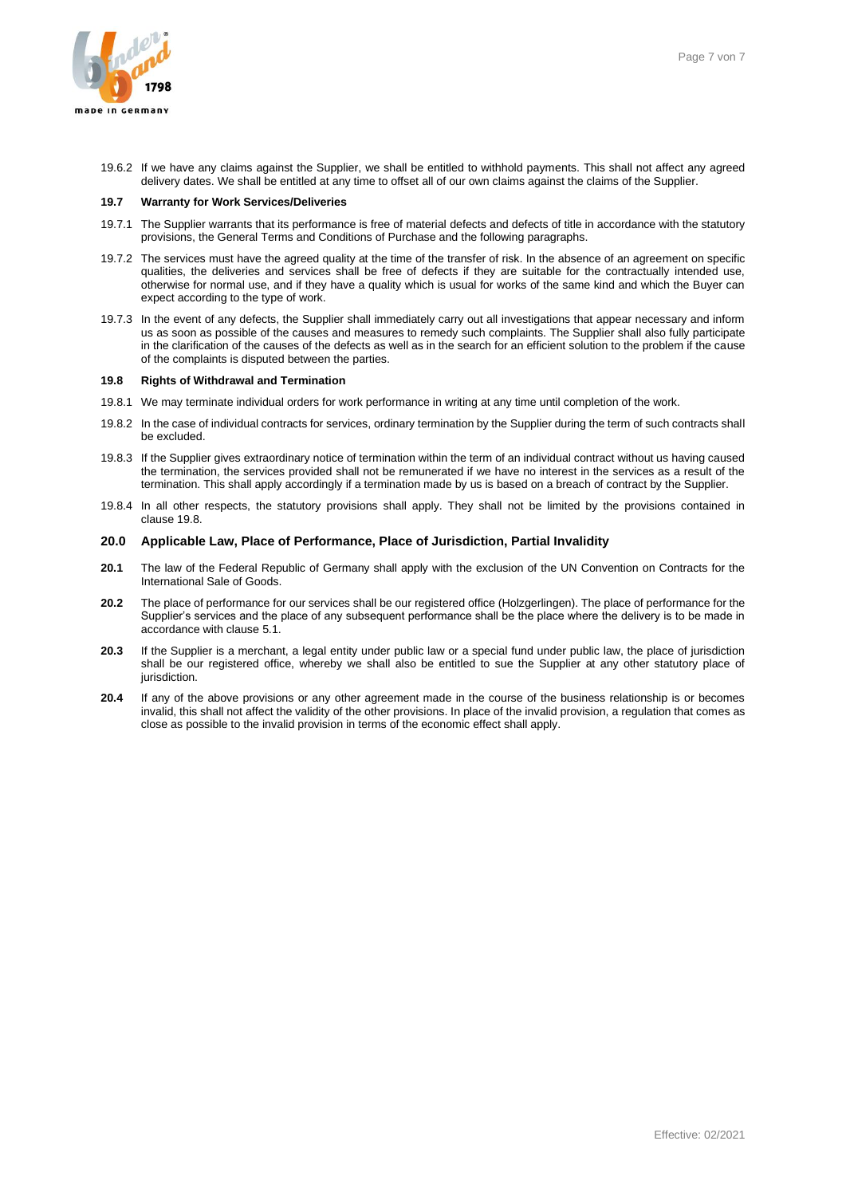19.6.2 If we have any claims against the Supplier, we shall be entitled to withhold payments. This shall not affect any agreed delivery dates. We shall be entitled at any time to offset all of our own claims against the claims of the Supplier.

**19.7 Warranty for Work Services/Deliveries**

19.7.1 The Supplier warrants that its performance is free of material defects and defects of title in accordance with the statutory provisions, the General Terms and Conditions of Purchase and the following paragraphs.

19.7.2 The services must have the agreed quality at the time of the transfer of risk. In the absence of an agreement on specific qualities, the deliveries and services shall be free of defects if they are suitable for the contractually intended use, otherwise for normal use, and if they have a quality which is usual for works of the same kind and which the Buyer can expect according to the type of work.

19.7.3 In the event of any defects, the Supplier shall immediately carry out all investigations that appear necessary and inform us as soon as possible of the causes and measures to remedy such complaints. The Supplier shall also fully participate in the clarification of the causes of the defects as well as in the search for an efficient solution to the problem if the cause of the complaints is disputed between the parties.

**19.8 Rights of Withdrawal and Termination**

19.8.1 We may terminate individual orders for work performance in writing at any time until completion of the work.

19.8.2 In the case of individual contracts for services, ordinary termination by the Supplier during the term of such contracts shall be excluded.

19.8.3 If the Supplier gives extraordinary notice of termination within the term of an individual contract without us having caused the termination, the services provided shall not be remunerated if we have no interest in the services as a result of the termination. This shall apply accordingly if a termination made by us is based on a breach of contract by the Supplier.

19.8.4 In all other respects, the statutory provisions shall apply. They shall not be limited by the provisions contained in clause 19.8.

## 20.0 Applicable Law, Place of Performance, Place of Jurisdiction, Partial Invalidity

**20.1** The law of the Federal Republic of Germany shall apply with the exclusion of the UN Convention on Contracts for the International Sale of Goods.

**20.2** The place of performance for our services shall be our registered office (Holzgerlingen). The place of performance for the Supplier's services and the place of any subsequent performance shall be the place where the delivery is to be made in accordance with clause 5.1.

**20.3** If the Supplier is a merchant, a legal entity under public law or a special fund under public law, the place of jurisdiction shall be our registered office, whereby we shall also be entitled to sue the Supplier at any other statutory place of jurisdiction.

**20.4** If any of the above provisions or any other agreement made in the course of the business relationship is or becomes invalid, this shall not affect the validity of the other provisions. In place of the invalid provision, a regulation that comes as close as possible to the invalid provision in terms of the economic effect shall apply.